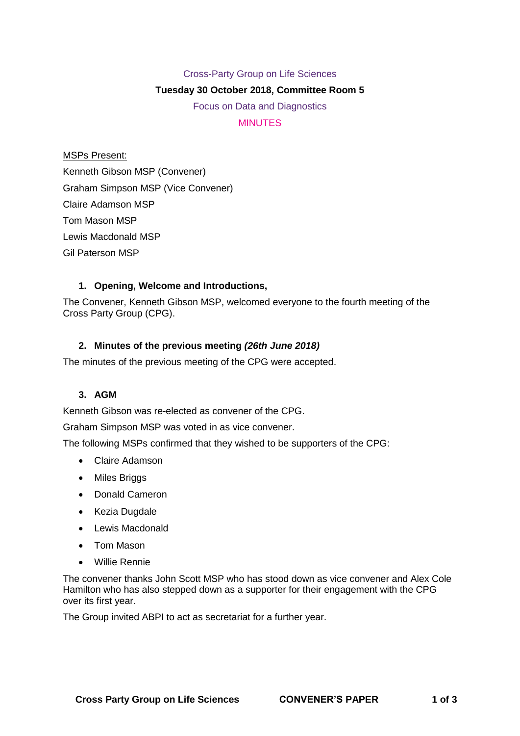Cross-Party Group on Life Sciences

**Tuesday 30 October 2018, Committee Room 5**

Focus on Data and Diagnostics

MINUTES

MSPs Present:

Kenneth Gibson MSP (Convener)

Graham Simpson MSP (Vice Convener)

Claire Adamson MSP

Tom Mason MSP

Lewis Macdonald MSP

Gil Paterson MSP

**1. Opening, Welcome and Introductions,**

The Convener, Kenneth Gibson MSP, welcomed everyone to the fourth meeting of the Cross Party Group (CPG).

**2. Minutes of the previous meeting *(26th June 2018)***

The minutes of the previous meeting of the CPG were accepted.

**3. AGM**

Kenneth Gibson was re-elected as convener of the CPG.

Graham Simpson MSP was voted in as vice convener.

The following MSPs confirmed that they wished to be supporters of the CPG:

- Claire Adamson
- Miles Briggs
- Donald Cameron
- Kezia Dugdale
- Lewis Macdonald
- Tom Mason
- Willie Rennie

The convener thanks John Scott MSP who has stood down as vice convener and Alex Cole Hamilton who has also stepped down as a supporter for their engagement with the CPG over its first year.

The Group invited ABPI to act as secretariat for a further year.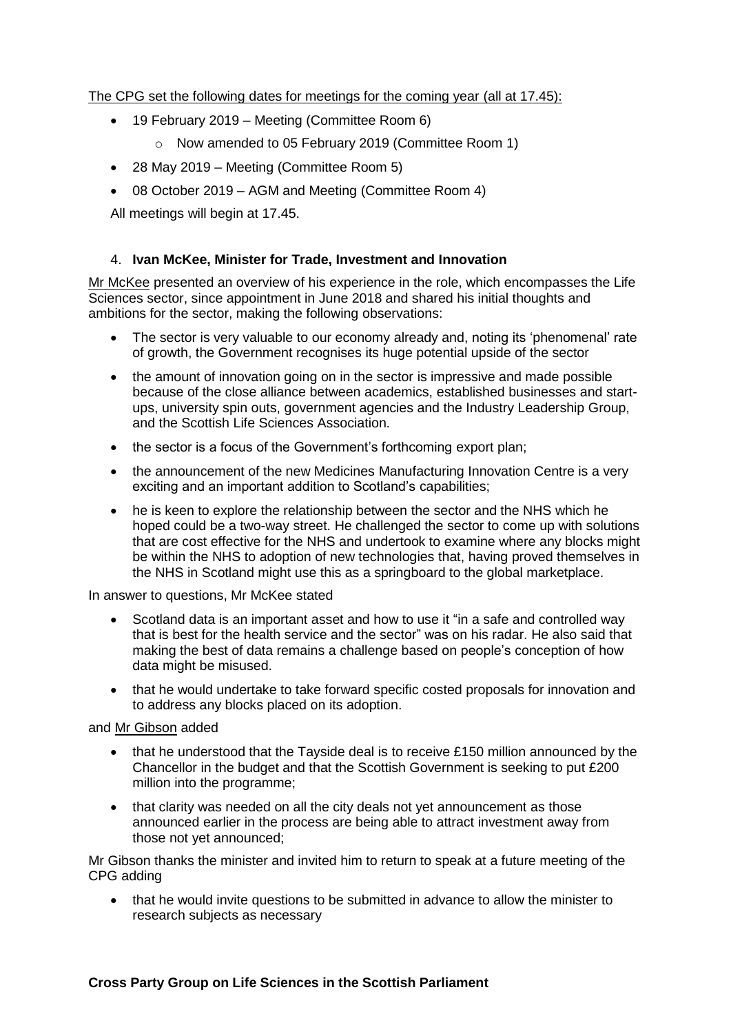The CPG set the following dates for meetings for the coming year (all at 17.45):

- 19 February 2019 – Meeting (Committee Room 6)
  - Now amended to 05 February 2019 (Committee Room 1)
- 28 May 2019 – Meeting (Committee Room 5)
- 08 October 2019 – AGM and Meeting (Committee Room 4)

All meetings will begin at 17.45.

4. **Ivan McKee, Minister for Trade, Investment and Innovation**

Mr McKee presented an overview of his experience in the role, which encompasses the Life Sciences sector, since appointment in June 2018 and shared his initial thoughts and ambitions for the sector, making the following observations:

- The sector is very valuable to our economy already and, noting its 'phenomenal' rate of growth, the Government recognises its huge potential upside of the sector
- the amount of innovation going on in the sector is impressive and made possible because of the close alliance between academics, established businesses and start-ups, university spin outs, government agencies and the Industry Leadership Group, and the Scottish Life Sciences Association.
- the sector is a focus of the Government's forthcoming export plan;
- the announcement of the new Medicines Manufacturing Innovation Centre is a very exciting and an important addition to Scotland's capabilities;
- he is keen to explore the relationship between the sector and the NHS which he hoped could be a two-way street. He challenged the sector to come up with solutions that are cost effective for the NHS and undertook to examine where any blocks might be within the NHS to adoption of new technologies that, having proved themselves in the NHS in Scotland might use this as a springboard to the global marketplace.

In answer to questions, Mr McKee stated

- Scotland data is an important asset and how to use it "in a safe and controlled way that is best for the health service and the sector" was on his radar. He also said that making the best of data remains a challenge based on people's conception of how data might be misused.
- that he would undertake to take forward specific costed proposals for innovation and to address any blocks placed on its adoption.

and Mr Gibson added

- that he understood that the Tayside deal is to receive £150 million announced by the Chancellor in the budget and that the Scottish Government is seeking to put £200 million into the programme;
- that clarity was needed on all the city deals not yet announcement as those announced earlier in the process are being able to attract investment away from those not yet announced;

Mr Gibson thanks the minister and invited him to return to speak at a future meeting of the CPG adding

- that he would invite questions to be submitted in advance to allow the minister to research subjects as necessary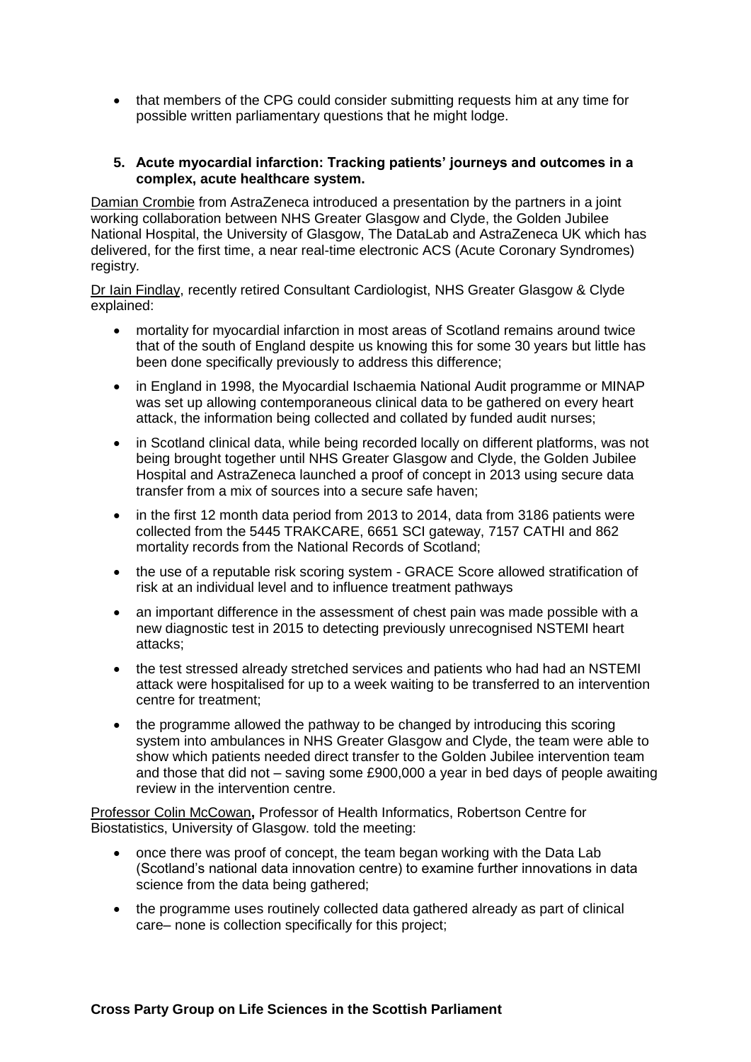- that members of the CPG could consider submitting requests him at any time for possible written parliamentary questions that he might lodge.

**5. Acute myocardial infarction: Tracking patients' journeys and outcomes in a complex, acute healthcare system.**

Damian Crombie from AstraZeneca introduced a presentation by the partners in a joint working collaboration between NHS Greater Glasgow and Clyde, the Golden Jubilee National Hospital, the University of Glasgow, The DataLab and AstraZeneca UK which has delivered, for the first time, a near real-time electronic ACS (Acute Coronary Syndromes) registry.

Dr Iain Findlay, recently retired Consultant Cardiologist, NHS Greater Glasgow & Clyde explained:

- mortality for myocardial infarction in most areas of Scotland remains around twice that of the south of England despite us knowing this for some 30 years but little has been done specifically previously to address this difference;
- in England in 1998, the Myocardial Ischaemia National Audit programme or MINAP was set up allowing contemporaneous clinical data to be gathered on every heart attack, the information being collected and collated by funded audit nurses;
- in Scotland clinical data, while being recorded locally on different platforms, was not being brought together until NHS Greater Glasgow and Clyde, the Golden Jubilee Hospital and AstraZeneca launched a proof of concept in 2013 using secure data transfer from a mix of sources into a secure safe haven;
- in the first 12 month data period from 2013 to 2014, data from 3186 patients were collected from the 5445 TRAKCARE, 6651 SCI gateway, 7157 CATHI and 862 mortality records from the National Records of Scotland;
- the use of a reputable risk scoring system - GRACE Score allowed stratification of risk at an individual level and to influence treatment pathways
- an important difference in the assessment of chest pain was made possible with a new diagnostic test in 2015 to detecting previously unrecognised NSTEMI heart attacks;
- the test stressed already stretched services and patients who had had an NSTEMI attack were hospitalised for up to a week waiting to be transferred to an intervention centre for treatment;
- the programme allowed the pathway to be changed by introducing this scoring system into ambulances in NHS Greater Glasgow and Clyde, the team were able to show which patients needed direct transfer to the Golden Jubilee intervention team and those that did not – saving some £900,000 a year in bed days of people awaiting review in the intervention centre.

Professor Colin McCowan**,** Professor of Health Informatics, Robertson Centre for Biostatistics, University of Glasgow. told the meeting:

- once there was proof of concept, the team began working with the Data Lab (Scotland's national data innovation centre) to examine further innovations in data science from the data being gathered;
- the programme uses routinely collected data gathered already as part of clinical care– none is collection specifically for this project;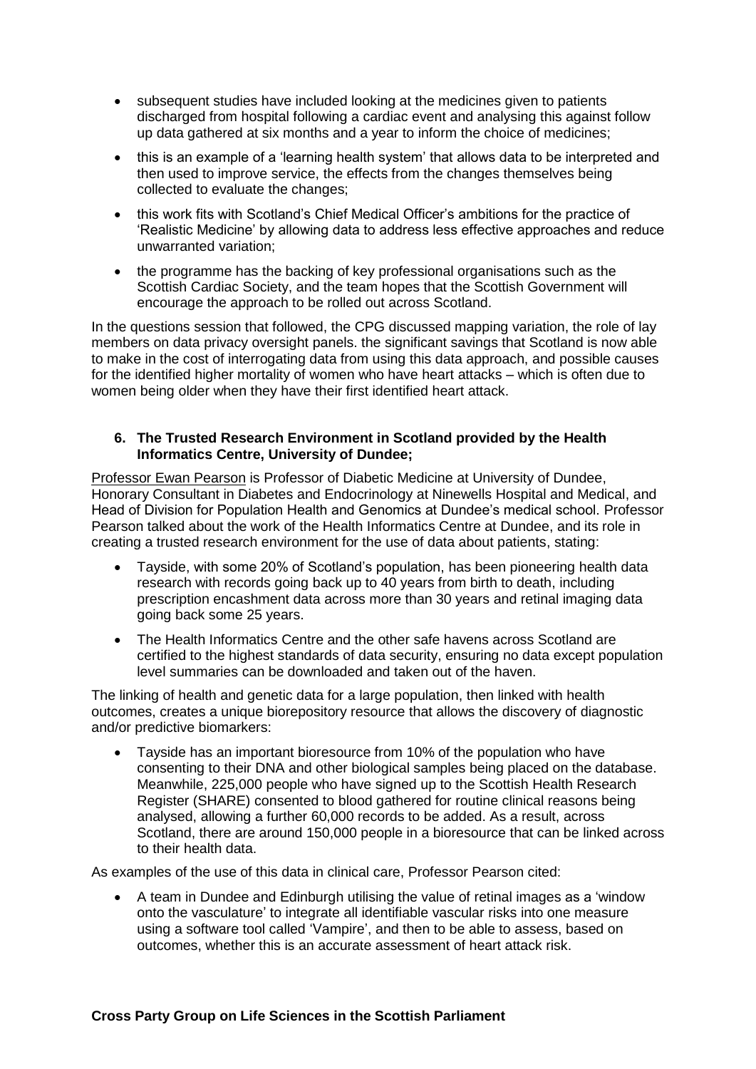- subsequent studies have included looking at the medicines given to patients discharged from hospital following a cardiac event and analysing this against follow up data gathered at six months and a year to inform the choice of medicines;
- this is an example of a 'learning health system' that allows data to be interpreted and then used to improve service, the effects from the changes themselves being collected to evaluate the changes;
- this work fits with Scotland's Chief Medical Officer's ambitions for the practice of 'Realistic Medicine' by allowing data to address less effective approaches and reduce unwarranted variation;
- the programme has the backing of key professional organisations such as the Scottish Cardiac Society, and the team hopes that the Scottish Government will encourage the approach to be rolled out across Scotland.

In the questions session that followed, the CPG discussed mapping variation, the role of lay members on data privacy oversight panels. the significant savings that Scotland is now able to make in the cost of interrogating data from using this data approach, and possible causes for the identified higher mortality of women who have heart attacks – which is often due to women being older when they have their first identified heart attack.

### 6. The Trusted Research Environment in Scotland provided by the Health Informatics Centre, University of Dundee;

Professor Ewan Pearson is Professor of Diabetic Medicine at University of Dundee, Honorary Consultant in Diabetes and Endocrinology at Ninewells Hospital and Medical, and Head of Division for Population Health and Genomics at Dundee's medical school. Professor Pearson talked about the work of the Health Informatics Centre at Dundee, and its role in creating a trusted research environment for the use of data about patients, stating:

- Tayside, with some 20% of Scotland's population, has been pioneering health data research with records going back up to 40 years from birth to death, including prescription encashment data across more than 30 years and retinal imaging data going back some 25 years.
- The Health Informatics Centre and the other safe havens across Scotland are certified to the highest standards of data security, ensuring no data except population level summaries can be downloaded and taken out of the haven.

The linking of health and genetic data for a large population, then linked with health outcomes, creates a unique biorepository resource that allows the discovery of diagnostic and/or predictive biomarkers:

- Tayside has an important bioresource from 10% of the population who have consenting to their DNA and other biological samples being placed on the database. Meanwhile, 225,000 people who have signed up to the Scottish Health Research Register (SHARE) consented to blood gathered for routine clinical reasons being analysed, allowing a further 60,000 records to be added. As a result, across Scotland, there are around 150,000 people in a bioresource that can be linked across to their health data.

As examples of the use of this data in clinical care, Professor Pearson cited:

- A team in Dundee and Edinburgh utilising the value of retinal images as a 'window onto the vasculature' to integrate all identifiable vascular risks into one measure using a software tool called 'Vampire', and then to be able to assess, based on outcomes, whether this is an accurate assessment of heart attack risk.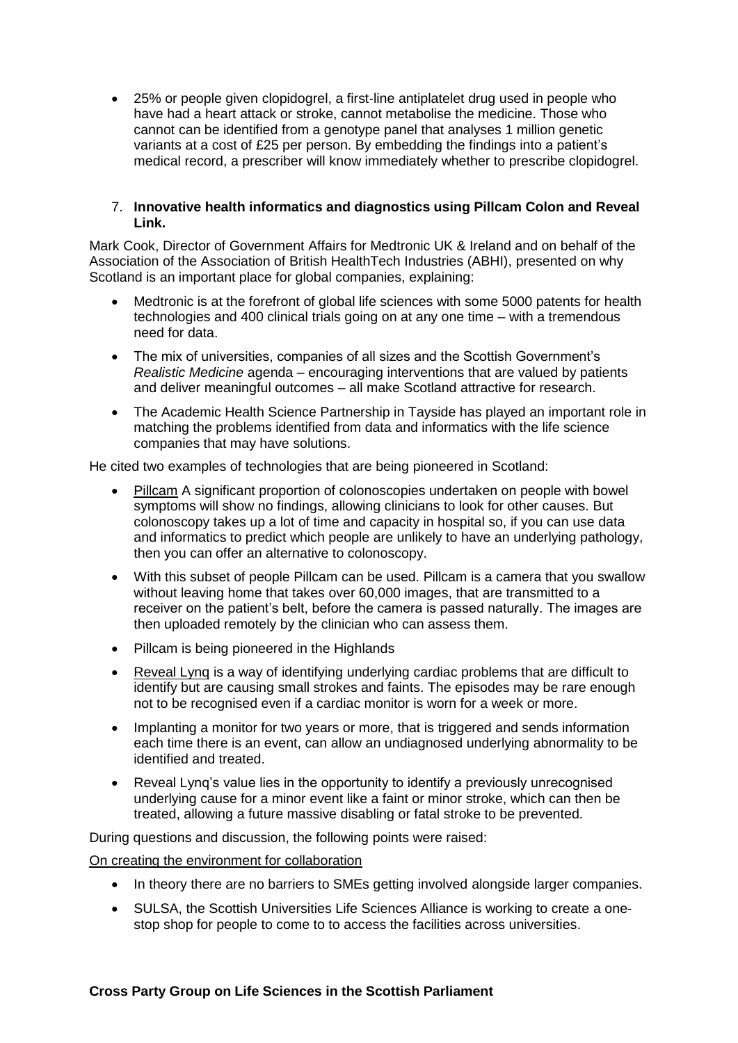- 25% or people given clopidogrel, a first-line antiplatelet drug used in people who have had a heart attack or stroke, cannot metabolise the medicine. Those who cannot can be identified from a genotype panel that analyses 1 million genetic variants at a cost of £25 per person. By embedding the findings into a patient's medical record, a prescriber will know immediately whether to prescribe clopidogrel.

7. **Innovative health informatics and diagnostics using Pillcam Colon and Reveal Link.**

Mark Cook, Director of Government Affairs for Medtronic UK & Ireland and on behalf of the Association of the Association of British HealthTech Industries (ABHI), presented on why Scotland is an important place for global companies, explaining:

- Medtronic is at the forefront of global life sciences with some 5000 patents for health technologies and 400 clinical trials going on at any one time – with a tremendous need for data.
- The mix of universities, companies of all sizes and the Scottish Government's *Realistic Medicine* agenda – encouraging interventions that are valued by patients and deliver meaningful outcomes – all make Scotland attractive for research.
- The Academic Health Science Partnership in Tayside has played an important role in matching the problems identified from data and informatics with the life science companies that may have solutions.

He cited two examples of technologies that are being pioneered in Scotland:

- <u>Pillcam</u> A significant proportion of colonoscopies undertaken on people with bowel symptoms will show no findings, allowing clinicians to look for other causes. But colonoscopy takes up a lot of time and capacity in hospital so, if you can use data and informatics to predict which people are unlikely to have an underlying pathology, then you can offer an alternative to colonoscopy.
- With this subset of people Pillcam can be used. Pillcam is a camera that you swallow without leaving home that takes over 60,000 images, that are transmitted to a receiver on the patient's belt, before the camera is passed naturally. The images are then uploaded remotely by the clinician who can assess them.
- Pillcam is being pioneered in the Highlands
- <u>Reveal Lynq</u> is a way of identifying underlying cardiac problems that are difficult to identify but are causing small strokes and faints. The episodes may be rare enough not to be recognised even if a cardiac monitor is worn for a week or more.
- Implanting a monitor for two years or more, that is triggered and sends information each time there is an event, can allow an undiagnosed underlying abnormality to be identified and treated.
- Reveal Lynq's value lies in the opportunity to identify a previously unrecognised underlying cause for a minor event like a faint or minor stroke, which can then be treated, allowing a future massive disabling or fatal stroke to be prevented.

During questions and discussion, the following points were raised:

<u>On creating the environment for collaboration</u>

- In theory there are no barriers to SMEs getting involved alongside larger companies.
- SULSA, the Scottish Universities Life Sciences Alliance is working to create a one-stop shop for people to come to to access the facilities across universities.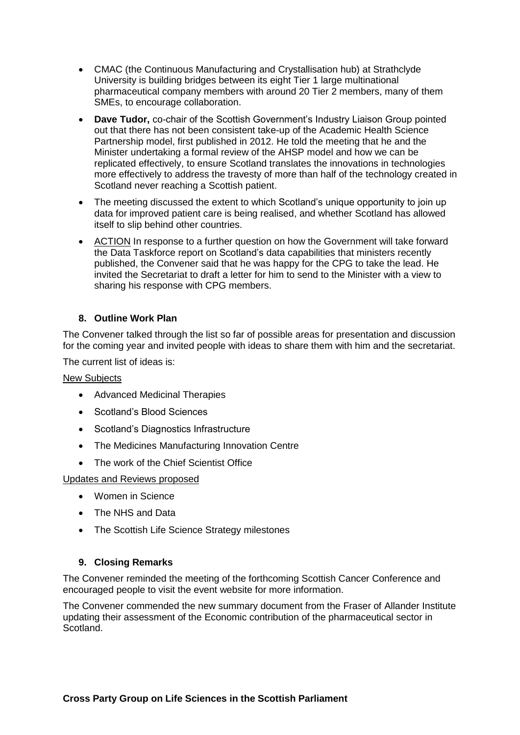- CMAC (the Continuous Manufacturing and Crystallisation hub) at Strathclyde University is building bridges between its eight Tier 1 large multinational pharmaceutical company members with around 20 Tier 2 members, many of them SMEs, to encourage collaboration.
- **Dave Tudor,** co-chair of the Scottish Government's Industry Liaison Group pointed out that there has not been consistent take-up of the Academic Health Science Partnership model, first published in 2012. He told the meeting that he and the Minister undertaking a formal review of the AHSP model and how we can be replicated effectively, to ensure Scotland translates the innovations in technologies more effectively to address the travesty of more than half of the technology created in Scotland never reaching a Scottish patient.
- The meeting discussed the extent to which Scotland's unique opportunity to join up data for improved patient care is being realised, and whether Scotland has allowed itself to slip behind other countries.
- ACTION In response to a further question on how the Government will take forward the Data Taskforce report on Scotland's data capabilities that ministers recently published, the Convener said that he was happy for the CPG to take the lead. He invited the Secretariat to draft a letter for him to send to the Minister with a view to sharing his response with CPG members.

### 8. Outline Work Plan

The Convener talked through the list so far of possible areas for presentation and discussion for the coming year and invited people with ideas to share them with him and the secretariat.

The current list of ideas is:

New Subjects

- Advanced Medicinal Therapies
- Scotland's Blood Sciences
- Scotland's Diagnostics Infrastructure
- The Medicines Manufacturing Innovation Centre
- The work of the Chief Scientist Office

Updates and Reviews proposed

- Women in Science
- The NHS and Data
- The Scottish Life Science Strategy milestones

### 9. Closing Remarks

The Convener reminded the meeting of the forthcoming Scottish Cancer Conference and encouraged people to visit the event website for more information.

The Convener commended the new summary document from the Fraser of Allander Institute updating their assessment of the Economic contribution of the pharmaceutical sector in Scotland.